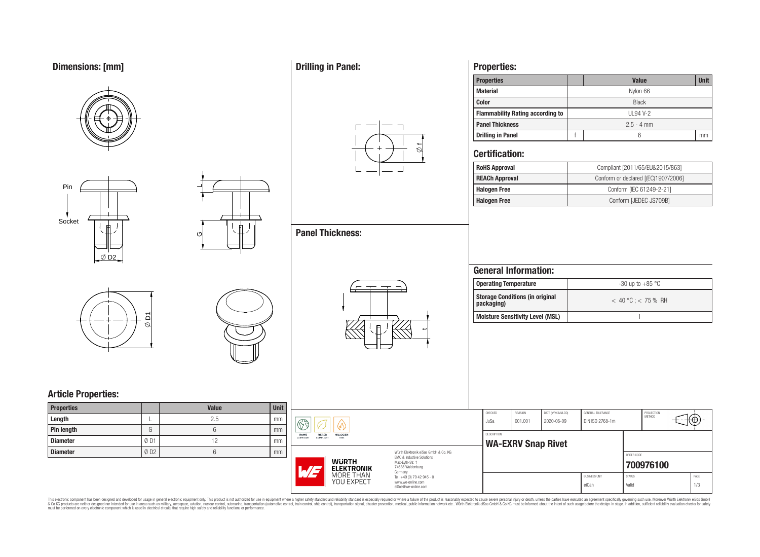## Dimensions: [mm]

Pin

Socket

∅ D2

L

G

∅ D1

## Article Properties:

| Properties | | Value | Unit |
|---|---|---|---|
| Length | L | 2.5 | mm |
| Pin length | G | 6 | mm |
| Diameter | Ø D1 | 12 | mm |
| Diameter | Ø D2 | 6 | mm |

## Drilling in Panel:

∅ f

## Panel Thickness:

t

## Properties:

| Properties | | Value | Unit |
|---|---|---|---|
| Material | | Nylon 66 | |
| Color | | Black | |
| Flammability Rating according to | | UL94 V-2 | |
| Panel Thickness | | 2.5 - 4 mm | |
| Drilling in Panel | f | 6 | mm |

## Certification:

| | |
|---|---|
| RoHS Approval | Compliant [2011/65/EU&2015/863] |
| REACh Approval | Conform or declared [(EC)1907/2006] |
| Halogen Free | Conform [IEC 61249-2-21] |
| Halogen Free | Conform [JEDEC JS709B] |

## General Information:

| | |
|---|---|
| Operating Temperature | -30 up to +85 °C |
| Storage Conditions (in original packaging) | < 40 °C ; < 75 % RH |
| Moisture Sensitivity Level (MSL) | 1 |

RoHS COMPLIANT | REACh COMPLIANT | HALOGEN FREE

WÜRTH ELEKTRONIK MORE THAN YOU EXPECT

Würth Elektronik eiSos GmbH & Co. KG
EMC & Inductive Solutions
Max-Eyth-Str. 1
74638 Waldenburg
Germany
Tel. +49 (0) 79 42 945 - 0
www.we-online.com
eiSos@we-online.com

| CHECKED | REVISION | DATE (YYYY-MM-DD) | GENERAL TOLERANCE | PROJECTION METHOD |
|---|---|---|---|---|
| JuSa | 001.001 | 2020-06-09 | DIN ISO 2768-1m | |

DESCRIPTION
**WA-EXRV Snap Rivet**

ORDER CODE
**700976100**

| BUSINESS UNIT | STATUS | PAGE |
|---|---|---|
| eiCan | Valid | 1/3 |

This electronic component has been designed and developed for usage in general electronic equipment only. This product is not authorized for use in equipment where a higher safety standard and reliability standard is especially required or where a failure of the product is reasonably expected to cause severe personal injury or death, unless the parties have executed an agreement specifically governing such use. Moreover Würth Elektronik eiSos GmbH & Co KG products are neither designed nor intended for use in areas such as military, aerospace, aviation, nuclear control, submarine, transportation (automotive control, train control, ship control), transportation signal, disaster prevention, medical, public information network etc.. Würth Elektronik eiSos GmbH & Co KG must be informed about the intent of such usage before the design-in stage. In addition, sufficient reliability evaluation checks for safety must be performed on every electronic component which is used in electrical circuits that require high safety and reliability functions or performance.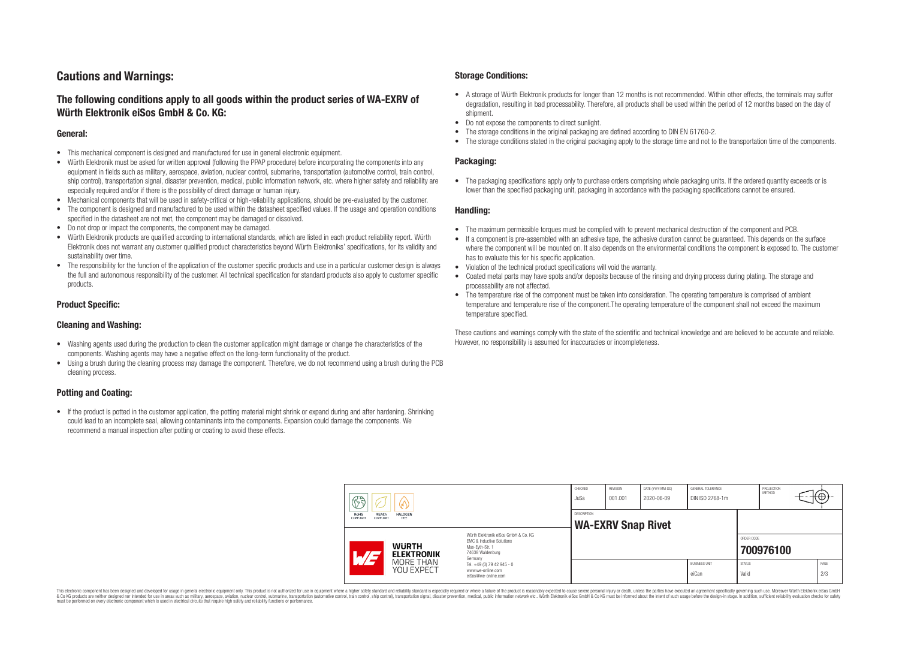# Cautions and Warnings:

## The following conditions apply to all goods within the product series of WA-EXRV of Würth Elektronik eiSos GmbH & Co. KG:

### General:

- This mechanical component is designed and manufactured for use in general electronic equipment.
- Würth Elektronik must be asked for written approval (following the PPAP procedure) before incorporating the components into any equipment in fields such as military, aerospace, aviation, nuclear control, submarine, transportation (automotive control, train control, ship control), transportation signal, disaster prevention, medical, public information network, etc. where higher safety and reliability are especially required and/or if there is the possibility of direct damage or human injury.
- Mechanical components that will be used in safety-critical or high-reliability applications, should be pre-evaluated by the customer.
- The component is designed and manufactured to be used within the datasheet specified values. If the usage and operation conditions specified in the datasheet are not met, the component may be damaged or dissolved.
- Do not drop or impact the components, the component may be damaged.
- Würth Elektronik products are qualified according to international standards, which are listed in each product reliability report. Würth Elektronik does not warrant any customer qualified product characteristics beyond Würth Elektroniks' specifications, for its validity and sustainability over time.
- The responsibility for the function of the application of the customer specific products and use in a particular customer design is always the full and autonomous responsibility of the customer. All technical specification for standard products also apply to customer specific products.

### Product Specific:

### Cleaning and Washing:

- Washing agents used during the production to clean the customer application might damage or change the characteristics of the components. Washing agents may have a negative effect on the long-term functionality of the product.
- Using a brush during the cleaning process may damage the component. Therefore, we do not recommend using a brush during the PCB cleaning process.

### Potting and Coating:

- If the product is potted in the customer application, the potting material might shrink or expand during and after hardening. Shrinking could lead to an incomplete seal, allowing contaminants into the components. Expansion could damage the components. We recommend a manual inspection after potting or coating to avoid these effects.

### Storage Conditions:

- A storage of Würth Elektronik products for longer than 12 months is not recommended. Within other effects, the terminals may suffer degradation, resulting in bad processability. Therefore, all products shall be used within the period of 12 months based on the day of shipment.
- Do not expose the components to direct sunlight.
- The storage conditions in the original packaging are defined according to DIN EN 61760-2.
- The storage conditions stated in the original packaging apply to the storage time and not to the transportation time of the components.

### Packaging:

- The packaging specifications apply only to purchase orders comprising whole packaging units. If the ordered quantity exceeds or is lower than the specified packaging unit, packaging in accordance with the packaging specifications cannot be ensured.

### Handling:

- The maximum permissible torques must be complied with to prevent mechanical destruction of the component and PCB.
- If a component is pre-assembled with an adhesive tape, the adhesive duration cannot be guaranteed. This depends on the surface where the component will be mounted on. It also depends on the environmental conditions the component is exposed to. The customer has to evaluate this for his specific application.
- Violation of the technical product specifications will void the warranty.
- Coated metal parts may have spots and/or deposits because of the rinsing and drying process during plating. The storage and processability are not affected.
- The temperature rise of the component must be taken into consideration. The operating temperature is comprised of ambient temperature and temperature rise of the component.The operating temperature of the component shall not exceed the maximum temperature specified.

These cautions and warnings comply with the state of the scientific and technical knowledge and are believed to be accurate and reliable. However, no responsibility is assumed for inaccuracies or incompleteness.

| CHECKED | REVISION | DATE (YYYY-MM-DD) | GENERAL TOLERANCE | PROJECTION METHOD |
|---|---|---|---|---|
| JuSa | 001.001 | 2020-06-09 | DIN ISO 2768-1m | |

DESCRIPTION: **WA-EXRV Snap Rivet**

ORDER CODE: **700976100**

| BUSINESS UNIT | STATUS | PAGE |
|---|---|---|
| eiCan | Valid | 2/3 |

Würth Elektronik eiSos GmbH & Co. KG
EMC & Inductive Solutions
Max-Eyth-Str. 1
74638 Waldenburg
Germany
Tel. +49 (0) 79 42 945 - 0
www.we-online.com
eiSos@we-online.com

This electronic component has been designed and developed for usage in general electronic equipment only. This product is not authorized for use in equipment where a higher safety standard and reliability standard is especially required or where a failure of the product is reasonably expected to cause severe personal injury or death, unless the parties have executed an agreement specifically governing such use. Moreover Würth Elektronik eiSos GmbH & Co KG products are neither designed nor intended for use in areas such as military, aerospace, aviation, nuclear control, submarine, transportation (automotive control, train control, ship control), transportation signal, disaster prevention, medical, public information network etc.. Würth Elektronik eiSos GmbH & Co KG must be informed about the intent of such usage before the design-in stage. In addition, sufficient reliability evaluation checks for safety must be performed on every electronic component which is used in electrical circuits that require high safety and reliability functions or performance.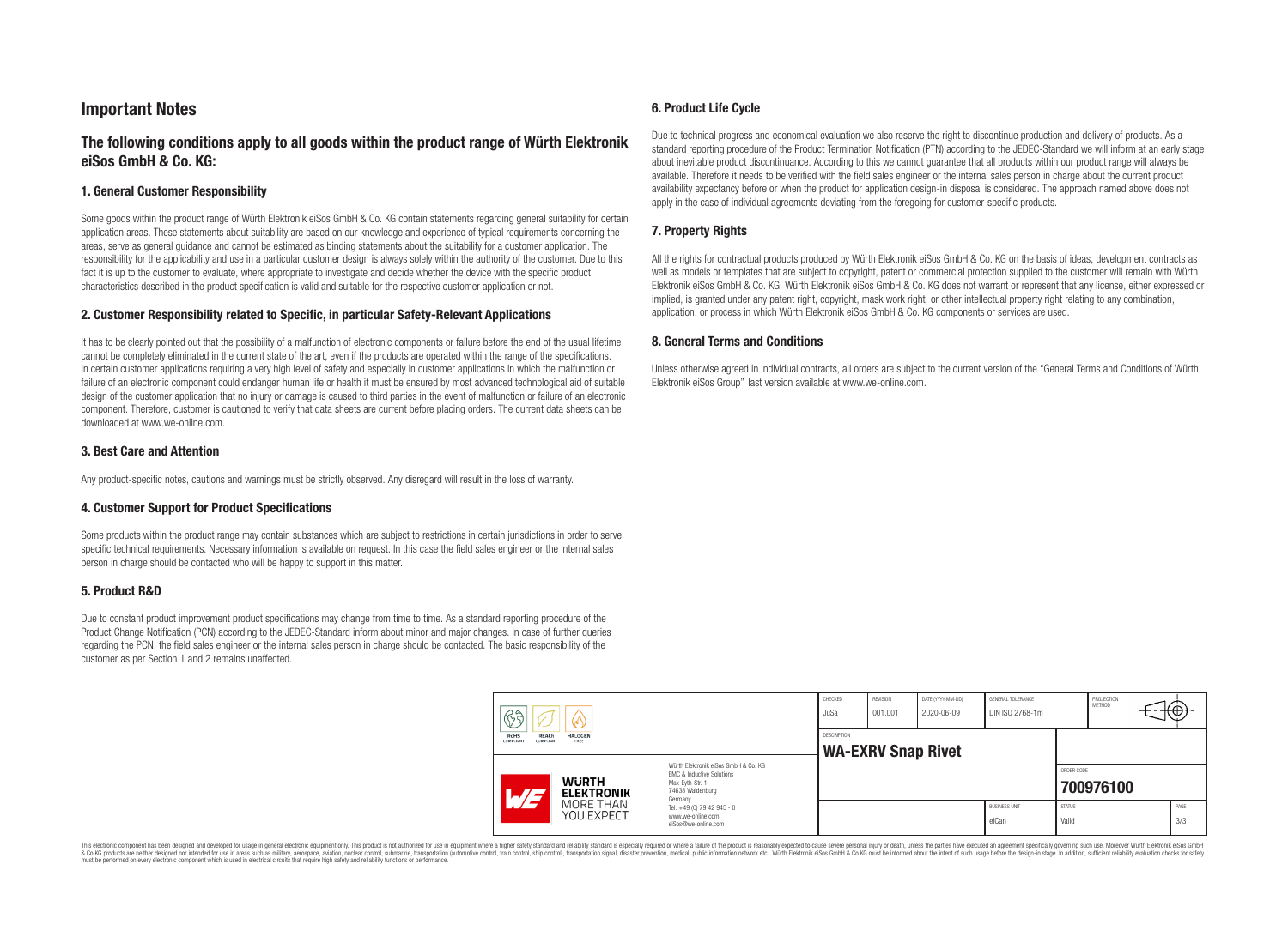# Important Notes

## The following conditions apply to all goods within the product range of Würth Elektronik eiSos GmbH & Co. KG:

### 1. General Customer Responsibility

Some goods within the product range of Würth Elektronik eiSos GmbH & Co. KG contain statements regarding general suitability for certain application areas. These statements about suitability are based on our knowledge and experience of typical requirements concerning the areas, serve as general guidance and cannot be estimated as binding statements about the suitability for a customer application. The responsibility for the applicability and use in a particular customer design is always solely within the authority of the customer. Due to this fact it is up to the customer to evaluate, where appropriate to investigate and decide whether the device with the specific product characteristics described in the product specification is valid and suitable for the respective customer application or not.

### 2. Customer Responsibility related to Specific, in particular Safety-Relevant Applications

It has to be clearly pointed out that the possibility of a malfunction of electronic components or failure before the end of the usual lifetime cannot be completely eliminated in the current state of the art, even if the products are operated within the range of the specifications. In certain customer applications requiring a very high level of safety and especially in customer applications in which the malfunction or failure of an electronic component could endanger human life or health it must be ensured by most advanced technological aid of suitable design of the customer application that no injury or damage is caused to third parties in the event of malfunction or failure of an electronic component. Therefore, customer is cautioned to verify that data sheets are current before placing orders. The current data sheets can be downloaded at www.we-online.com.

### 3. Best Care and Attention

Any product-specific notes, cautions and warnings must be strictly observed. Any disregard will result in the loss of warranty.

### 4. Customer Support for Product Specifications

Some products within the product range may contain substances which are subject to restrictions in certain jurisdictions in order to serve specific technical requirements. Necessary information is available on request. In this case the field sales engineer or the internal sales person in charge should be contacted who will be happy to support in this matter.

### 5. Product R&D

Due to constant product improvement product specifications may change from time to time. As a standard reporting procedure of the Product Change Notification (PCN) according to the JEDEC-Standard inform about minor and major changes. In case of further queries regarding the PCN, the field sales engineer or the internal sales person in charge should be contacted. The basic responsibility of the customer as per Section 1 and 2 remains unaffected.

### 6. Product Life Cycle

Due to technical progress and economical evaluation we also reserve the right to discontinue production and delivery of products. As a standard reporting procedure of the Product Termination Notification (PTN) according to the JEDEC-Standard we will inform at an early stage about inevitable product discontinuance. According to this we cannot guarantee that all products within our product range will always be available. Therefore it needs to be verified with the field sales engineer or the internal sales person in charge about the current product availability expectancy before or when the product for application design-in disposal is considered. The approach named above does not apply in the case of individual agreements deviating from the foregoing for customer-specific products.

### 7. Property Rights

All the rights for contractual products produced by Würth Elektronik eiSos GmbH & Co. KG on the basis of ideas, development contracts as well as models or templates that are subject to copyright, patent or commercial protection supplied to the customer will remain with Würth Elektronik eiSos GmbH & Co. KG. Würth Elektronik eiSos GmbH & Co. KG does not warrant or represent that any license, either expressed or implied, is granted under any patent right, copyright, mask work right, or other intellectual property right relating to any combination, application, or process in which Würth Elektronik eiSos GmbH & Co. KG components or services are used.

### 8. General Terms and Conditions

Unless otherwise agreed in individual contracts, all orders are subject to the current version of the "General Terms and Conditions of Würth Elektronik eiSos Group", last version available at www.we-online.com.

| | | | | | | | |
|---|---|---|---|---|---|---|---|
| RoHS COMPLIANT / REACh COMPLIANT / HALOGEN FREE | | CHECKED JuSa | REVISION 001.001 | DATE (YYYY-MM-DD) 2020-06-09 | GENERAL TOLERANCE DIN ISO 2768-1m | PROJECTION METHOD | |
| | | DESCRIPTION **WA-EXRV Snap Rivet** | | | | | |
| WÜRTH ELEKTRONIK MORE THAN YOU EXPECT | Würth Elektronik eiSos GmbH & Co. KG EMC & Inductive Solutions Max-Eyth-Str. 1 74638 Waldenburg Germany Tel. +49 (0) 79 42 945 - 0 www.we-online.com eiSos@we-online.com | | | | | ORDER CODE **700976100** | |
| | | | | | BUSINESS UNIT eiCan | STATUS Valid | PAGE 3/3 |

This electronic component has been designed and developed for usage in general electronic equipment only. This product is not authorized for use in equipment where a higher safety standard and reliability standard is especially required or where a failure of the product is reasonably expected to cause severe personal injury or death, unless the parties have executed an agreement specifically governing such use. Moreover Würth Elektronik eiSos GmbH & Co KG products are neither designed nor intended for use in areas such as military, aerospace, aviation, nuclear control, submarine, transportation (automotive control, train control, ship control), transportation signal, disaster prevention, medical, public information network etc.. Würth Elektronik eiSos GmbH & Co KG must be informed about the intent of such usage before the design-in stage. In addition, sufficient reliability evaluation checks for safety must be performed on every electronic component which is used in electrical circuits that require high safety and reliability functions or performance.